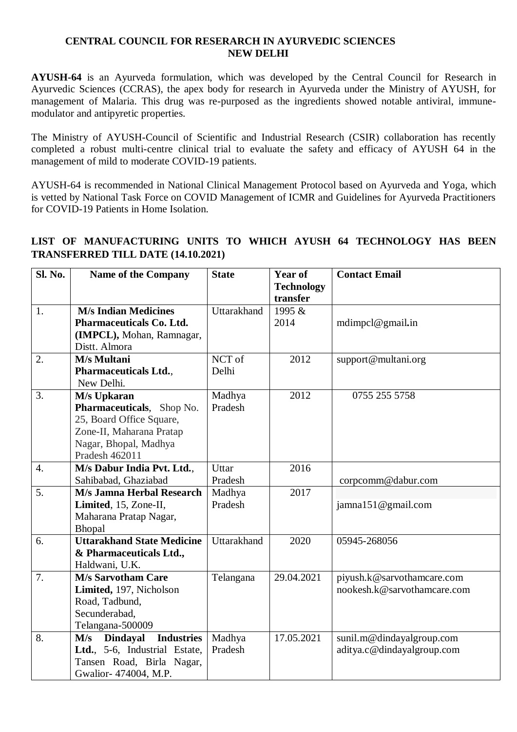# CENTRAL COUNCIL FOR RESERARCH IN AYURVEDIC SCIENCES NEW DELHI

**AYUSH-64** is an Ayurveda formulation, which was developed by the Central Council for Research in Ayurvedic Sciences (CCRAS), the apex body for research in Ayurveda under the Ministry of AYUSH, for management of Malaria. This drug was re-purposed as the ingredients showed notable antiviral, immune-modulator and antipyretic properties.

The Ministry of AYUSH-Council of Scientific and Industrial Research (CSIR) collaboration has recently completed a robust multi-centre clinical trial to evaluate the safety and efficacy of AYUSH 64 in the management of mild to moderate COVID-19 patients.

AYUSH-64 is recommended in National Clinical Management Protocol based on Ayurveda and Yoga, which is vetted by National Task Force on COVID Management of ICMR and Guidelines for Ayurveda Practitioners for COVID-19 Patients in Home Isolation.

## LIST OF MANUFACTURING UNITS TO WHICH AYUSH 64 TECHNOLOGY HAS BEEN TRANSFERRED TILL DATE (14.10.2021)

| Sl. No. | Name of the Company | State | Year of Technology transfer | Contact Email |
|---|---|---|---|---|
| 1. | **M/s Indian Medicines Pharmaceuticals Co. Ltd. (IMPCL),** Mohan, Ramnagar, Distt. Almora | Uttarakhand | 1995 & 2014 | mdimpcl@gmail.in |
| 2. | **M/s Multani Pharmaceuticals Ltd.**, New Delhi. | NCT of Delhi | 2012 | support@multani.org |
| 3. | **M/s Upkaran Pharmaceuticals**, Shop No. 25, Board Office Square, Zone-II, Maharana Pratap Nagar, Bhopal, Madhya Pradesh 462011 | Madhya Pradesh | 2012 | 0755 255 5758 |
| 4. | **M/s Dabur India Pvt. Ltd.**, Sahibabad, Ghaziabad | Uttar Pradesh | 2016 | corpcomm@dabur.com |
| 5. | **M/s Jamna Herbal Research Limited**, 15, Zone-II, Maharana Pratap Nagar, Bhopal | Madhya Pradesh | 2017 | jamna151@gmail.com |
| 6. | **Uttarakhand State Medicine & Pharmaceuticals Ltd.,** Haldwani, U.K. | Uttarakhand | 2020 | 05945-268056 |
| 7. | **M/s Sarvotham Care Limited,** 197, Nicholson Road, Tadbund, Secunderabad, Telangana-500009 | Telangana | 29.04.2021 | piyush.k@sarvothamcare.com nookesh.k@sarvothamcare.com |
| 8. | **M/s Dindayal Industries Ltd.**, 5-6, Industrial Estate, Tansen Road, Birla Nagar, Gwalior- 474004, M.P. | Madhya Pradesh | 17.05.2021 | sunil.m@dindayalgroup.com aditya.c@dindayalgroup.com |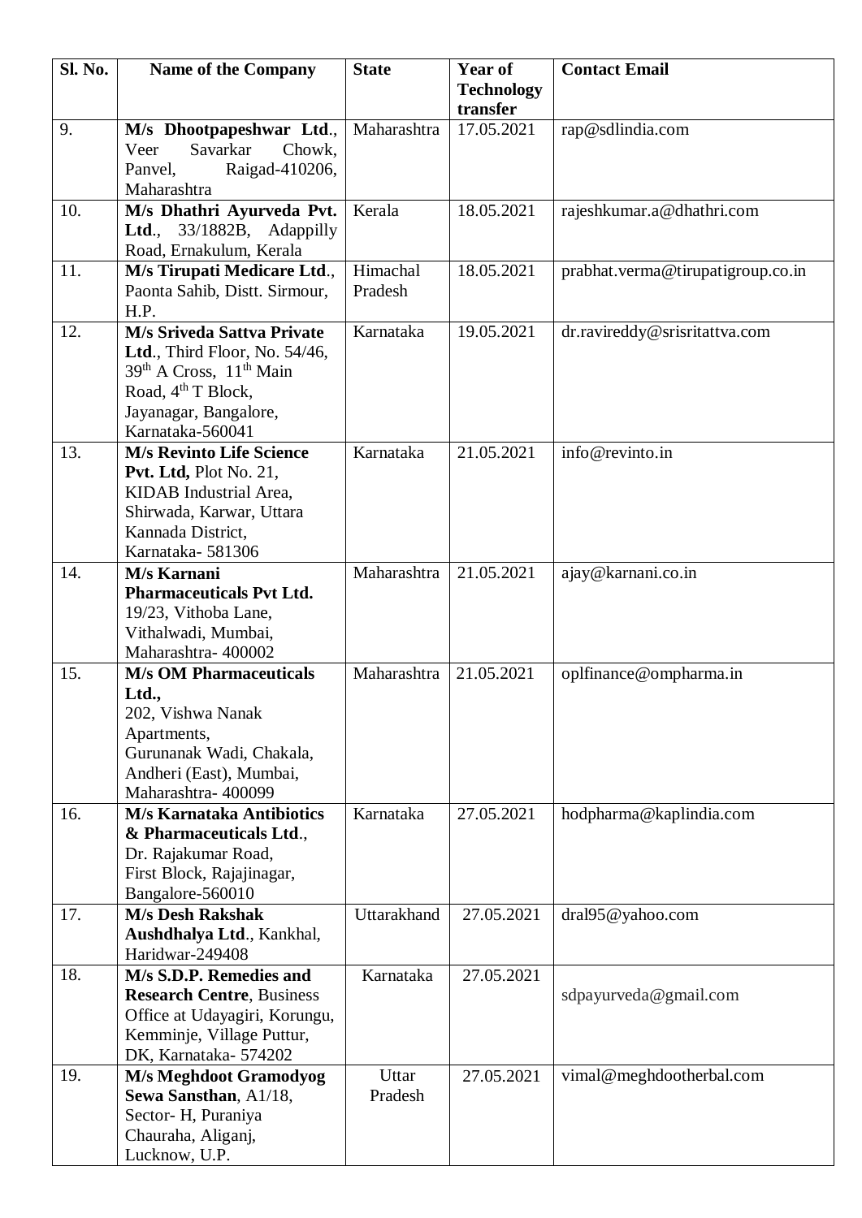| Sl. No. | Name of the Company | State | Year of Technology transfer | Contact Email |
|---|---|---|---|---|
| 9. | **M/s Dhootpapeshwar Ltd**., Veer Savarkar Chowk, Panvel, Raigad-410206, Maharashtra | Maharashtra | 17.05.2021 | rap@sdlindia.com |
| 10. | **M/s Dhathri Ayurveda Pvt. Ltd**., 33/1882B, Adappilly Road, Ernakulum, Kerala | Kerala | 18.05.2021 | rajeshkumar.a@dhathri.com |
| 11. | **M/s Tirupati Medicare Ltd**., Paonta Sahib, Distt. Sirmour, H.P. | Himachal Pradesh | 18.05.2021 | prabhat.verma@tirupatigroup.co.in |
| 12. | **M/s Sriveda Sattva Private Ltd**., Third Floor, No. 54/46, 39th A Cross, 11th Main Road, 4th T Block, Jayanagar, Bangalore, Karnataka-560041 | Karnataka | 19.05.2021 | dr.ravireddy@srisritattva.com |
| 13. | **M/s Revinto Life Science Pvt. Ltd,** Plot No. 21, KIDAB Industrial Area, Shirwada, Karwar, Uttara Kannada District, Karnataka- 581306 | Karnataka | 21.05.2021 | info@revinto.in |
| 14. | **M/s Karnani Pharmaceuticals Pvt Ltd.** 19/23, Vithoba Lane, Vithalwadi, Mumbai, Maharashtra- 400002 | Maharashtra | 21.05.2021 | ajay@karnani.co.in |
| 15. | **M/s OM Pharmaceuticals Ltd.,** 202, Vishwa Nanak Apartments, Gurunanak Wadi, Chakala, Andheri (East), Mumbai, Maharashtra- 400099 | Maharashtra | 21.05.2021 | oplfinance@ompharma.in |
| 16. | **M/s Karnataka Antibiotics & Pharmaceuticals Ltd**., Dr. Rajakumar Road, First Block, Rajajinagar, Bangalore-560010 | Karnataka | 27.05.2021 | hodpharma@kaplindia.com |
| 17. | **M/s Desh Rakshak Aushdhalya Ltd**., Kankhal, Haridwar-249408 | Uttarakhand | 27.05.2021 | dral95@yahoo.com |
| 18. | **M/s S.D.P. Remedies and Research Centre**, Business Office at Udayagiri, Korungu, Kemminje, Village Puttur, DK, Karnataka- 574202 | Karnataka | 27.05.2021 | sdpayurveda@gmail.com |
| 19. | **M/s Meghdoot Gramodyog Sewa Sansthan**, A1/18, Sector- H, Puraniya Chauraha, Aliganj, Lucknow, U.P. | Uttar Pradesh | 27.05.2021 | vimal@meghdootherbal.com |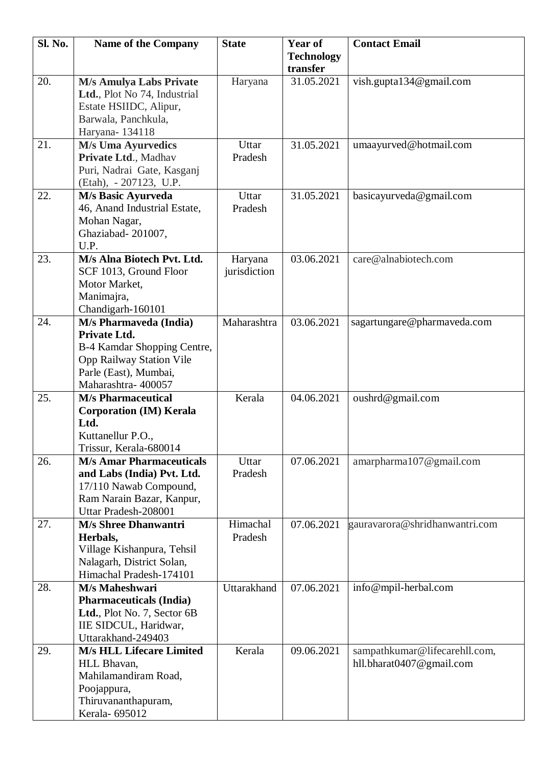| Sl. No. | Name of the Company | State | Year of Technology transfer | Contact Email |
|---|---|---|---|---|
| 20. | **M/s Amulya Labs Private Ltd.**, Plot No 74, Industrial Estate HSIIDC, Alipur, Barwala, Panchkula, Haryana- 134118 | Haryana | 31.05.2021 | vish.gupta134@gmail.com |
| 21. | **M/s Uma Ayurvedics Private Ltd**., Madhav Puri, Nadrai Gate, Kasganj (Etah), - 207123, U.P. | Uttar Pradesh | 31.05.2021 | umaayurved@hotmail.com |
| 22. | **M/s Basic Ayurveda** 46, Anand Industrial Estate, Mohan Nagar, Ghaziabad- 201007, U.P. | Uttar Pradesh | 31.05.2021 | basicayurveda@gmail.com |
| 23. | **M/s Alna Biotech Pvt. Ltd.** SCF 1013, Ground Floor Motor Market, Manimajra, Chandigarh-160101 | Haryana jurisdiction | 03.06.2021 | care@alnabiotech.com |
| 24. | **M/s Pharmaveda (India) Private Ltd.** B-4 Kamdar Shopping Centre, Opp Railway Station Vile Parle (East), Mumbai, Maharashtra- 400057 | Maharashtra | 03.06.2021 | sagartungare@pharmaveda.com |
| 25. | **M/s Pharmaceutical Corporation (IM) Kerala Ltd.** Kuttanellur P.O., Trissur, Kerala-680014 | Kerala | 04.06.2021 | oushrd@gmail.com |
| 26. | **M/s Amar Pharmaceuticals and Labs (India) Pvt. Ltd.** 17/110 Nawab Compound, Ram Narain Bazar, Kanpur, Uttar Pradesh-208001 | Uttar Pradesh | 07.06.2021 | amarpharma107@gmail.com |
| 27. | **M/s Shree Dhanwantri Herbals,** Village Kishanpura, Tehsil Nalagarh, District Solan, Himachal Pradesh-174101 | Himachal Pradesh | 07.06.2021 | gauravarora@shridhanwantri.com |
| 28. | **M/s Maheshwari Pharmaceuticals (India) Ltd.**, Plot No. 7, Sector 6B IIE SIDCUL, Haridwar, Uttarakhand-249403 | Uttarakhand | 07.06.2021 | info@mpil-herbal.com |
| 29. | **M/s HLL Lifecare Limited** HLL Bhavan, Mahilamandiram Road, Poojappura, Thiruvananthapuram, Kerala- 695012 | Kerala | 09.06.2021 | sampathkumar@lifecarehll.com, hll.bharat0407@gmail.com |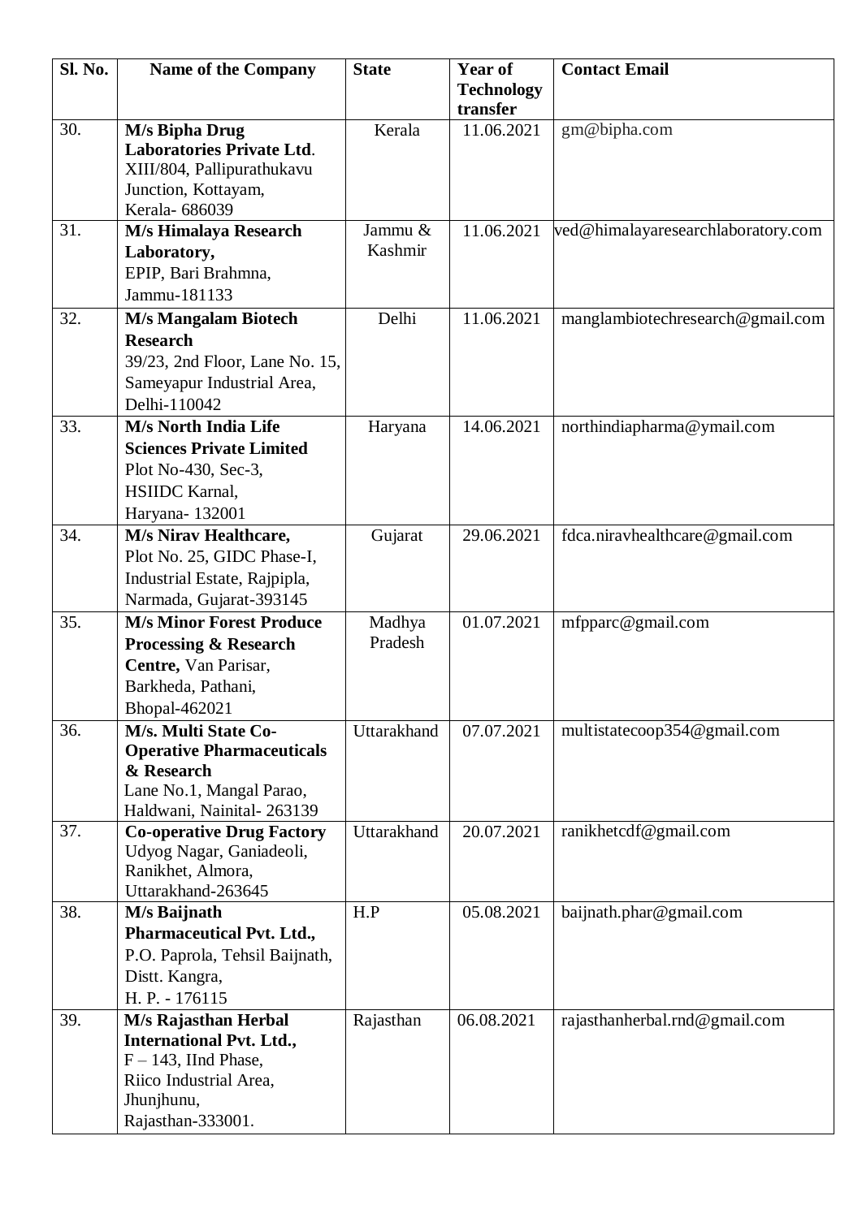| Sl. No. | Name of the Company | State | Year of Technology transfer | Contact Email |
|---|---|---|---|---|
| 30. | **M/s Bipha Drug Laboratories Private Ltd**. XIII/804, Pallipurathukavu Junction, Kottayam, Kerala- 686039 | Kerala | 11.06.2021 | gm@bipha.com |
| 31. | **M/s Himalaya Research Laboratory,** EPIP, Bari Brahmna, Jammu-181133 | Jammu & Kashmir | 11.06.2021 | ved@himalayaresearchlaboratory.com |
| 32. | **M/s Mangalam Biotech Research** 39/23, 2nd Floor, Lane No. 15, Sameyapur Industrial Area, Delhi-110042 | Delhi | 11.06.2021 | manglambiotechresearch@gmail.com |
| 33. | **M/s North India Life Sciences Private Limited** Plot No-430, Sec-3, HSIIDC Karnal, Haryana- 132001 | Haryana | 14.06.2021 | northindiapharma@ymail.com |
| 34. | **M/s Nirav Healthcare,** Plot No. 25, GIDC Phase-I, Industrial Estate, Rajpipla, Narmada, Gujarat-393145 | Gujarat | 29.06.2021 | fdca.niravhealthcare@gmail.com |
| 35. | **M/s Minor Forest Produce Processing & Research Centre,** Van Parisar, Barkheda, Pathani, Bhopal-462021 | Madhya Pradesh | 01.07.2021 | mfpparc@gmail.com |
| 36. | **M/s. Multi State Co-Operative Pharmaceuticals & Research** Lane No.1, Mangal Parao, Haldwani, Nainital- 263139 | Uttarakhand | 07.07.2021 | multistatecoop354@gmail.com |
| 37. | **Co-operative Drug Factory** Udyog Nagar, Ganiadeoli, Ranikhet, Almora, Uttarakhand-263645 | Uttarakhand | 20.07.2021 | ranikhetcdf@gmail.com |
| 38. | **M/s Baijnath Pharmaceutical Pvt. Ltd.,** P.O. Paprola, Tehsil Baijnath, Distt. Kangra, H. P. - 176115 | H.P | 05.08.2021 | baijnath.phar@gmail.com |
| 39. | **M/s Rajasthan Herbal International Pvt. Ltd.,** F – 143, IInd Phase, Riico Industrial Area, Jhunjhunu, Rajasthan-333001. | Rajasthan | 06.08.2021 | rajasthanherbal.rnd@gmail.com |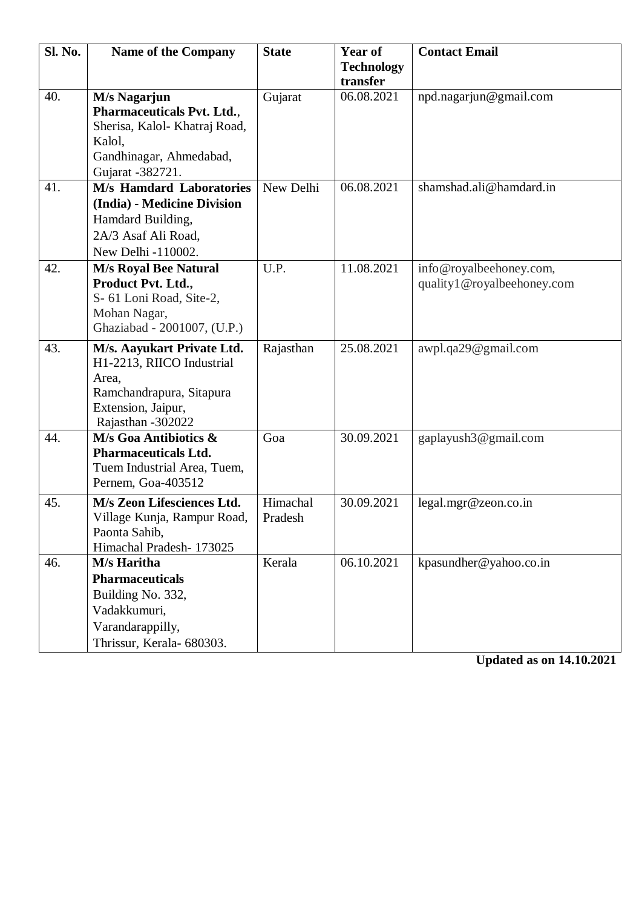| Sl. No. | Name of the Company | State | Year of Technology transfer | Contact Email |
|---|---|---|---|---|
| 40. | **M/s Nagarjun Pharmaceuticals Pvt. Ltd.**, Sherisa, Kalol- Khatraj Road, Kalol, Gandhinagar, Ahmedabad, Gujarat -382721. | Gujarat | 06.08.2021 | npd.nagarjun@gmail.com |
| 41. | **M/s Hamdard Laboratories (India) - Medicine Division** Hamdard Building, 2A/3 Asaf Ali Road, New Delhi -110002. | New Delhi | 06.08.2021 | shamshad.ali@hamdard.in |
| 42. | **M/s Royal Bee Natural Product Pvt. Ltd.,** S- 61 Loni Road, Site-2, Mohan Nagar, Ghaziabad - 2001007, (U.P.) | U.P. | 11.08.2021 | info@royalbeehoney.com, quality1@royalbeehoney.com |
| 43. | **M/s. Aayukart Private Ltd.** H1-2213, RIICO Industrial Area, Ramchandrapura, Sitapura Extension, Jaipur, Rajasthan -302022 | Rajasthan | 25.08.2021 | awpl.qa29@gmail.com |
| 44. | **M/s Goa Antibiotics & Pharmaceuticals Ltd.** Tuem Industrial Area, Tuem, Pernem, Goa-403512 | Goa | 30.09.2021 | gaplayush3@gmail.com |
| 45. | **M/s Zeon Lifesciences Ltd.** Village Kunja, Rampur Road, Paonta Sahib, Himachal Pradesh- 173025 | Himachal Pradesh | 30.09.2021 | legal.mgr@zeon.co.in |
| 46. | **M/s Haritha Pharmaceuticals** Building No. 332, Vadakkumuri, Varandarappilly, Thrissur, Kerala- 680303. | Kerala | 06.10.2021 | kpasundher@yahoo.co.in |

**Updated as on 14.10.2021**